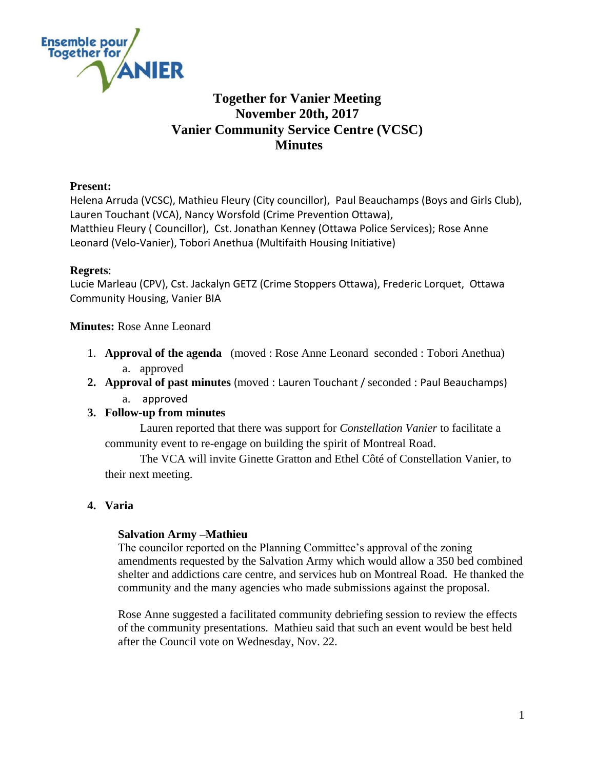Ensemble pour
Together for
VANIER

# Together for Vanier Meeting
# November 20th, 2017
# Vanier Community Service Centre (VCSC)
# Minutes

**Present:**
Helena Arruda (VCSC), Mathieu Fleury (City councillor), Paul Beauchamps (Boys and Girls Club), Lauren Touchant (VCA), Nancy Worsfold (Crime Prevention Ottawa), Matthieu Fleury ( Councillor), Cst. Jonathan Kenney (Ottawa Police Services); Rose Anne Leonard (Velo-Vanier), Tobori Anethua (Multifaith Housing Initiative)

**Regrets**:
Lucie Marleau (CPV), Cst. Jackalyn GETZ (Crime Stoppers Ottawa), Frederic Lorquet, Ottawa Community Housing, Vanier BIA

**Minutes:** Rose Anne Leonard

1. **Approval of the agenda** (moved : Rose Anne Leonard seconded : Tobori Anethua)
   a. approved
2. **Approval of past minutes** (moved : Lauren Touchant / seconded : Paul Beauchamps)
   a. approved
3. **Follow-up from minutes**

   Lauren reported that there was support for *Constellation Vanier* to facilitate a community event to re-engage on building the spirit of Montreal Road.

   The VCA will invite Ginette Gratton and Ethel Côté of Constellation Vanier, to their next meeting.

4. **Varia**

   **Salvation Army –Mathieu**
   The councilor reported on the Planning Committee's approval of the zoning amendments requested by the Salvation Army which would allow a 350 bed combined shelter and addictions care centre, and services hub on Montreal Road. He thanked the community and the many agencies who made submissions against the proposal.

   Rose Anne suggested a facilitated community debriefing session to review the effects of the community presentations. Mathieu said that such an event would be best held after the Council vote on Wednesday, Nov. 22.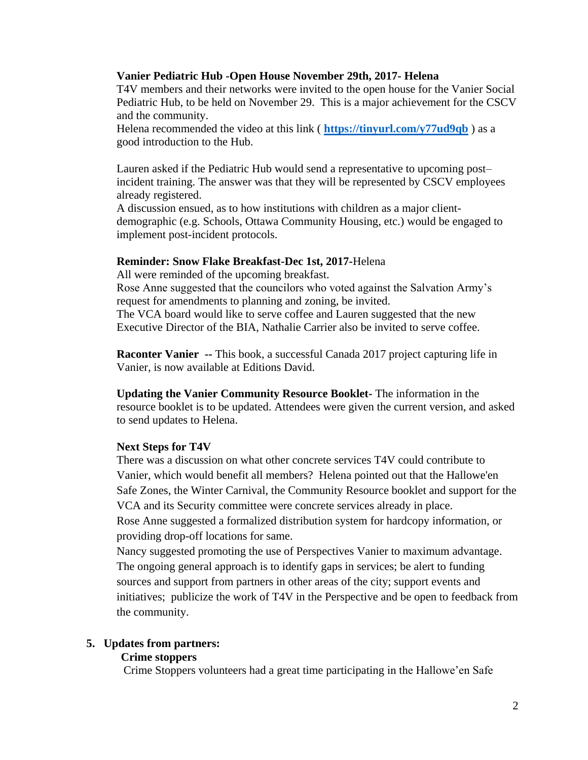**Vanier Pediatric Hub -Open House November 29th, 2017- Helena**

T4V members and their networks were invited to the open house for the Vanier Social Pediatric Hub, to be held on November 29. This is a major achievement for the CSCV and the community.

Helena recommended the video at this link ( **https://tinyurl.com/y77ud9qb** ) as a good introduction to the Hub.

Lauren asked if the Pediatric Hub would send a representative to upcoming post–incident training. The answer was that they will be represented by CSCV employees already registered.

A discussion ensued, as to how institutions with children as a major client-demographic (e.g. Schools, Ottawa Community Housing, etc.) would be engaged to implement post-incident protocols.

**Reminder: Snow Flake Breakfast-Dec 1st, 2017-**Helena

All were reminded of the upcoming breakfast.

Rose Anne suggested that the councilors who voted against the Salvation Army's request for amendments to planning and zoning, be invited.

The VCA board would like to serve coffee and Lauren suggested that the new Executive Director of the BIA, Nathalie Carrier also be invited to serve coffee.

**Raconter Vanier --** This book, a successful Canada 2017 project capturing life in Vanier, is now available at Editions David.

**Updating the Vanier Community Resource Booklet-** The information in the resource booklet is to be updated. Attendees were given the current version, and asked to send updates to Helena.

**Next Steps for T4V**

There was a discussion on what other concrete services T4V could contribute to Vanier, which would benefit all members? Helena pointed out that the Hallowe'en Safe Zones, the Winter Carnival, the Community Resource booklet and support for the VCA and its Security committee were concrete services already in place.

Rose Anne suggested a formalized distribution system for hardcopy information, or providing drop-off locations for same.

Nancy suggested promoting the use of Perspectives Vanier to maximum advantage.

The ongoing general approach is to identify gaps in services; be alert to funding sources and support from partners in other areas of the city; support events and initiatives; publicize the work of T4V in the Perspective and be open to feedback from the community.

5. **Updates from partners:**

**Crime stoppers**

Crime Stoppers volunteers had a great time participating in the Hallowe'en Safe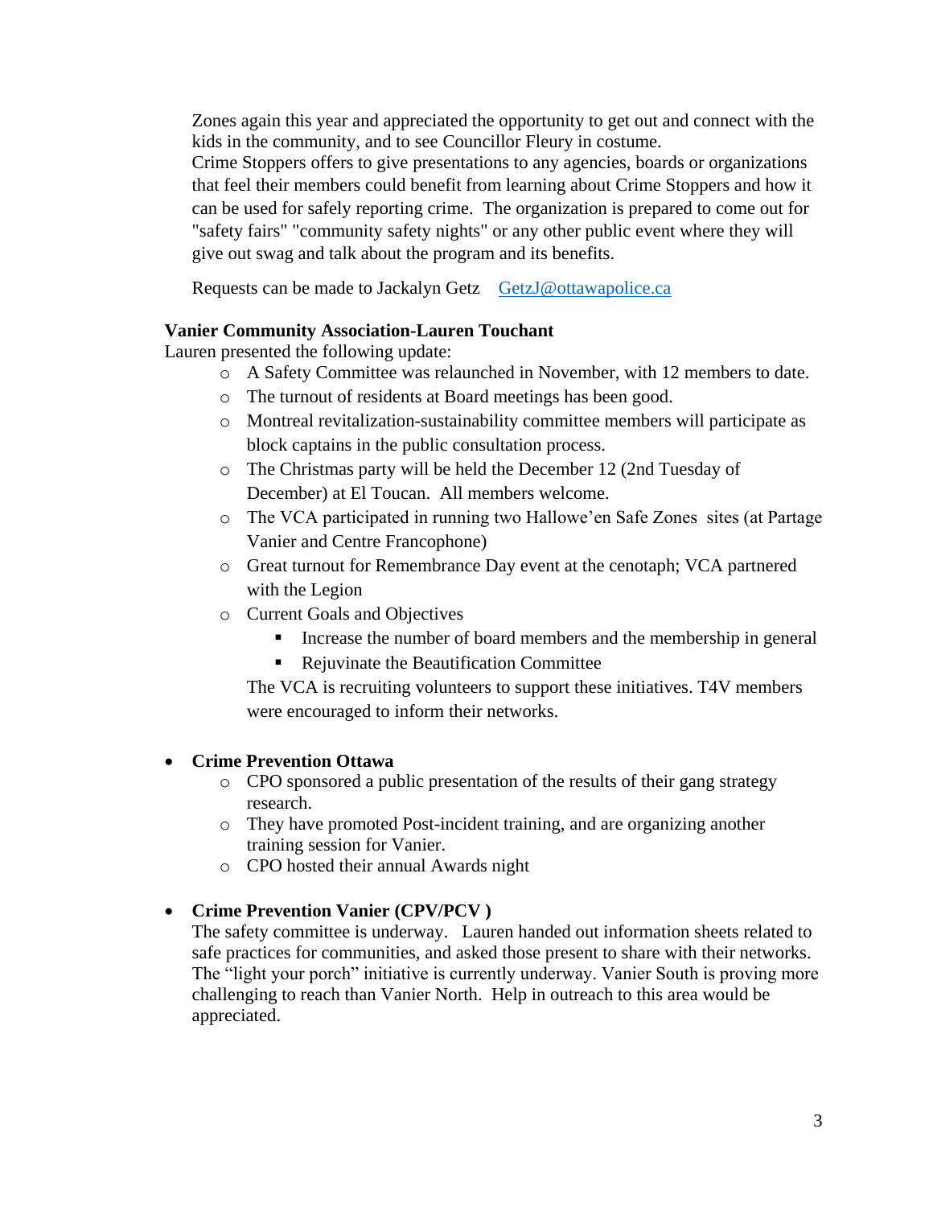Zones again this year and appreciated the opportunity to get out and connect with the kids in the community, and to see Councillor Fleury in costume.
Crime Stoppers offers to give presentations to any agencies, boards or organizations that feel their members could benefit from learning about Crime Stoppers and how it can be used for safely reporting crime. The organization is prepared to come out for "safety fairs" "community safety nights" or any other public event where they will give out swag and talk about the program and its benefits.

Requests can be made to Jackalyn Getz [GetzJ@ottawapolice.ca](mailto:GetzJ@ottawapolice.ca)

**Vanier Community Association-Lauren Touchant**

Lauren presented the following update:

- A Safety Committee was relaunched in November, with 12 members to date.
- The turnout of residents at Board meetings has been good.
- Montreal revitalization-sustainability committee members will participate as block captains in the public consultation process.
- The Christmas party will be held the December 12 (2nd Tuesday of December) at El Toucan. All members welcome.
- The VCA participated in running two Hallowe'en Safe Zones sites (at Partage Vanier and Centre Francophone)
- Great turnout for Remembrance Day event at the cenotaph; VCA partnered with the Legion
- Current Goals and Objectives
  - Increase the number of board members and the membership in general
  - Rejuvinate the Beautification Committee

  The VCA is recruiting volunteers to support these initiatives. T4V members were encouraged to inform their networks.

- **Crime Prevention Ottawa**
  - CPO sponsored a public presentation of the results of their gang strategy research.
  - They have promoted Post-incident training, and are organizing another training session for Vanier.
  - CPO hosted their annual Awards night

- **Crime Prevention Vanier (CPV/PCV )**

  The safety committee is underway. Lauren handed out information sheets related to safe practices for communities, and asked those present to share with their networks. The "light your porch" initiative is currently underway. Vanier South is proving more challenging to reach than Vanier North. Help in outreach to this area would be appreciated.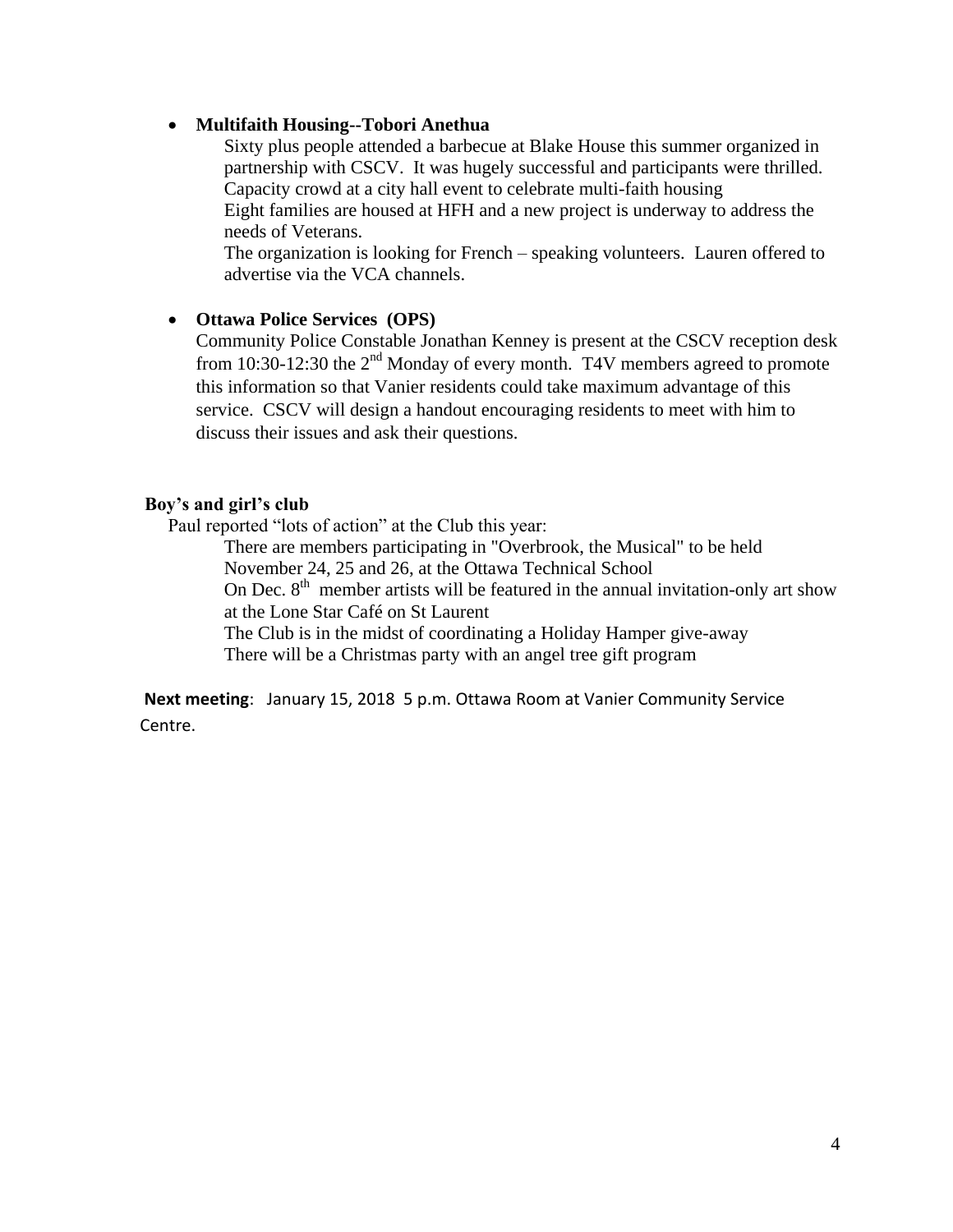- **Multifaith Housing--Tobori Anethua**

  Sixty plus people attended a barbecue at Blake House this summer organized in partnership with CSCV. It was hugely successful and participants were thrilled.
  Capacity crowd at a city hall event to celebrate multi-faith housing
  Eight families are housed at HFH and a new project is underway to address the needs of Veterans.
  The organization is looking for French – speaking volunteers. Lauren offered to advertise via the VCA channels.

- **Ottawa Police Services (OPS)**

  Community Police Constable Jonathan Kenney is present at the CSCV reception desk from 10:30-12:30 the 2nd Monday of every month. T4V members agreed to promote this information so that Vanier residents could take maximum advantage of this service. CSCV will design a handout encouraging residents to meet with him to discuss their issues and ask their questions.

**Boy's and girl's club**

Paul reported "lots of action" at the Club this year:

There are members participating in "Overbrook, the Musical" to be held November 24, 25 and 26, at the Ottawa Technical School
On Dec. 8th member artists will be featured in the annual invitation-only art show at the Lone Star Café on St Laurent
The Club is in the midst of coordinating a Holiday Hamper give-away
There will be a Christmas party with an angel tree gift program

**Next meeting**: January 15, 2018 5 p.m. Ottawa Room at Vanier Community Service Centre.